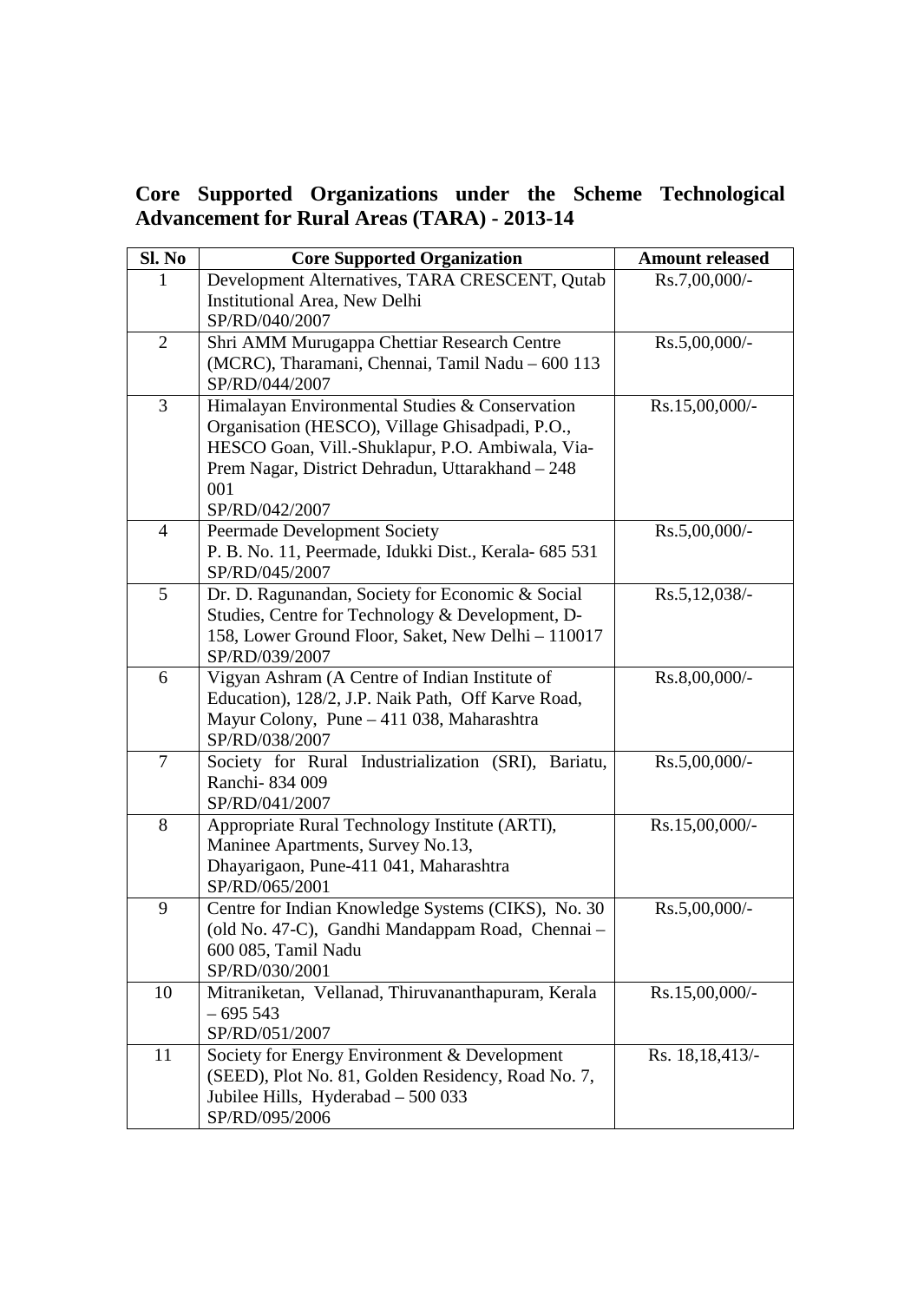## Core Supported Organizations under the Scheme Technological Advancement for Rural Areas (TARA) - 2013-14

| Sl. No | Core Supported Organization | Amount released |
|---|---|---|
| 1 | Development Alternatives, TARA CRESCENT, Qutab Institutional Area, New Delhi<br>SP/RD/040/2007 | Rs.7,00,000/- |
| 2 | Shri AMM Murugappa Chettiar Research Centre (MCRC), Tharamani, Chennai, Tamil Nadu – 600 113<br>SP/RD/044/2007 | Rs.5,00,000/- |
| 3 | Himalayan Environmental Studies & Conservation Organisation (HESCO), Village Ghisadpadi, P.O., HESCO Goan, Vill.-Shuklapur, P.O. Ambiwala, Via-Prem Nagar, District Dehradun, Uttarakhand – 248 001<br>SP/RD/042/2007 | Rs.15,00,000/- |
| 4 | Peermade Development Society<br>P. B. No. 11, Peermade, Idukki Dist., Kerala- 685 531<br>SP/RD/045/2007 | Rs.5,00,000/- |
| 5 | Dr. D. Ragunandan, Society for Economic & Social Studies, Centre for Technology & Development, D-158, Lower Ground Floor, Saket, New Delhi – 110017<br>SP/RD/039/2007 | Rs.5,12,038/- |
| 6 | Vigyan Ashram (A Centre of Indian Institute of Education), 128/2, J.P. Naik Path, Off Karve Road, Mayur Colony, Pune – 411 038, Maharashtra<br>SP/RD/038/2007 | Rs.8,00,000/- |
| 7 | Society for Rural Industrialization (SRI), Bariatu, Ranchi- 834 009<br>SP/RD/041/2007 | Rs.5,00,000/- |
| 8 | Appropriate Rural Technology Institute (ARTI), Maninee Apartments, Survey No.13, Dhayarigaon, Pune-411 041, Maharashtra<br>SP/RD/065/2001 | Rs.15,00,000/- |
| 9 | Centre for Indian Knowledge Systems (CIKS), No. 30 (old No. 47-C), Gandhi Mandappam Road, Chennai – 600 085, Tamil Nadu<br>SP/RD/030/2001 | Rs.5,00,000/- |
| 10 | Mitraniketan, Vellanad, Thiruvananthapuram, Kerala – 695 543<br>SP/RD/051/2007 | Rs.15,00,000/- |
| 11 | Society for Energy Environment & Development (SEED), Plot No. 81, Golden Residency, Road No. 7, Jubilee Hills, Hyderabad – 500 033<br>SP/RD/095/2006 | Rs. 18,18,413/- |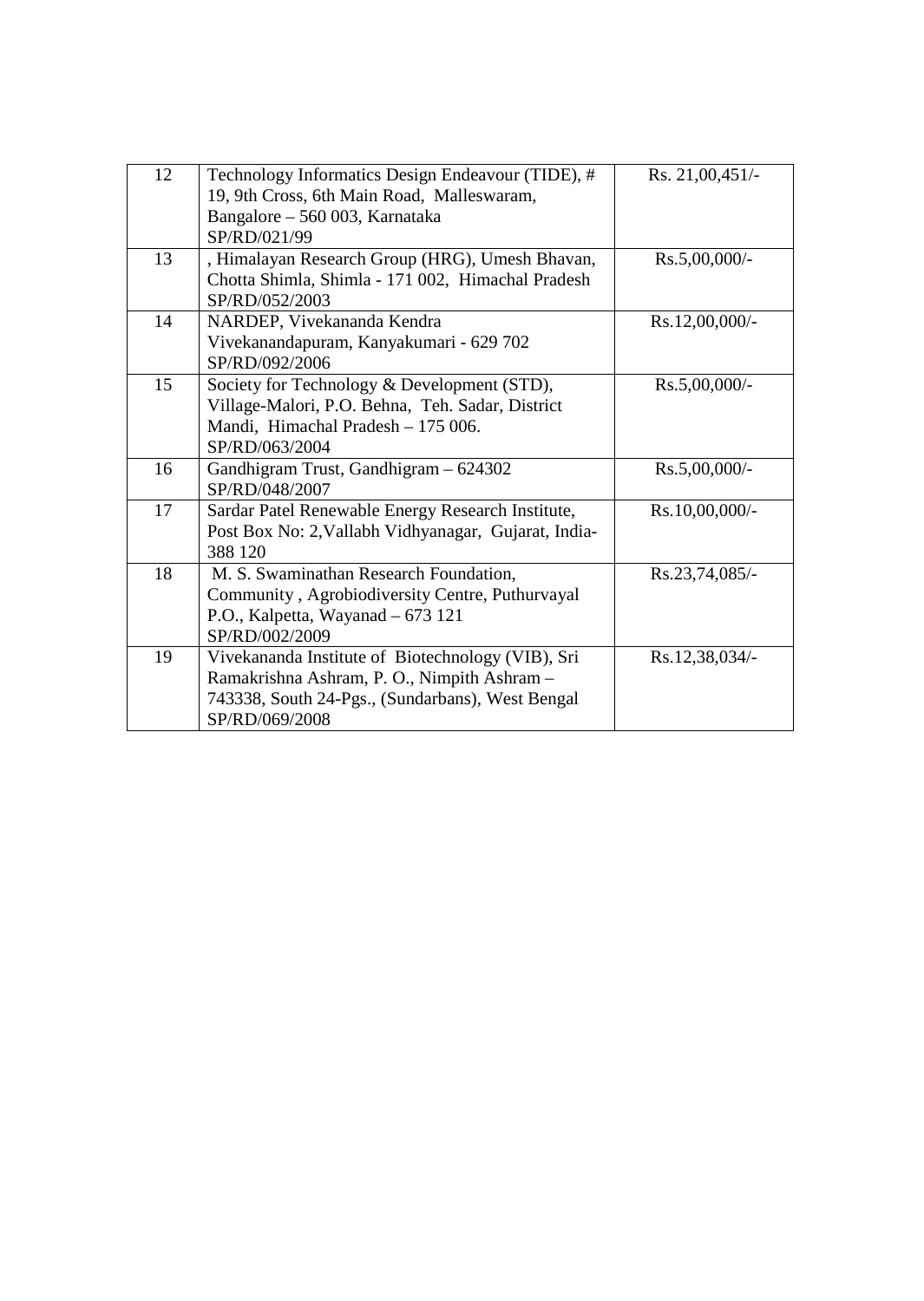| | | |
|---|---|---|
| 12 | Technology Informatics Design Endeavour (TIDE), # 19, 9th Cross, 6th Main Road, Malleswaram, Bangalore – 560 003, Karnataka SP/RD/021/99 | Rs. 21,00,451/- |
| 13 | , Himalayan Research Group (HRG), Umesh Bhavan, Chotta Shimla, Shimla - 171 002, Himachal Pradesh SP/RD/052/2003 | Rs.5,00,000/- |
| 14 | NARDEP, Vivekananda Kendra Vivekanandapuram, Kanyakumari - 629 702 SP/RD/092/2006 | Rs.12,00,000/- |
| 15 | Society for Technology & Development (STD), Village-Malori, P.O. Behna, Teh. Sadar, District Mandi, Himachal Pradesh – 175 006. SP/RD/063/2004 | Rs.5,00,000/- |
| 16 | Gandhigram Trust, Gandhigram – 624302 SP/RD/048/2007 | Rs.5,00,000/- |
| 17 | Sardar Patel Renewable Energy Research Institute, Post Box No: 2,Vallabh Vidhyanagar, Gujarat, India-388 120 | Rs.10,00,000/- |
| 18 | M. S. Swaminathan Research Foundation, Community , Agrobiodiversity Centre, Puthurvayal P.O., Kalpetta, Wayanad – 673 121 SP/RD/002/2009 | Rs.23,74,085/- |
| 19 | Vivekananda Institute of Biotechnology (VIB), Sri Ramakrishna Ashram, P. O., Nimpith Ashram – 743338, South 24-Pgs., (Sundarbans), West Bengal SP/RD/069/2008 | Rs.12,38,034/- |